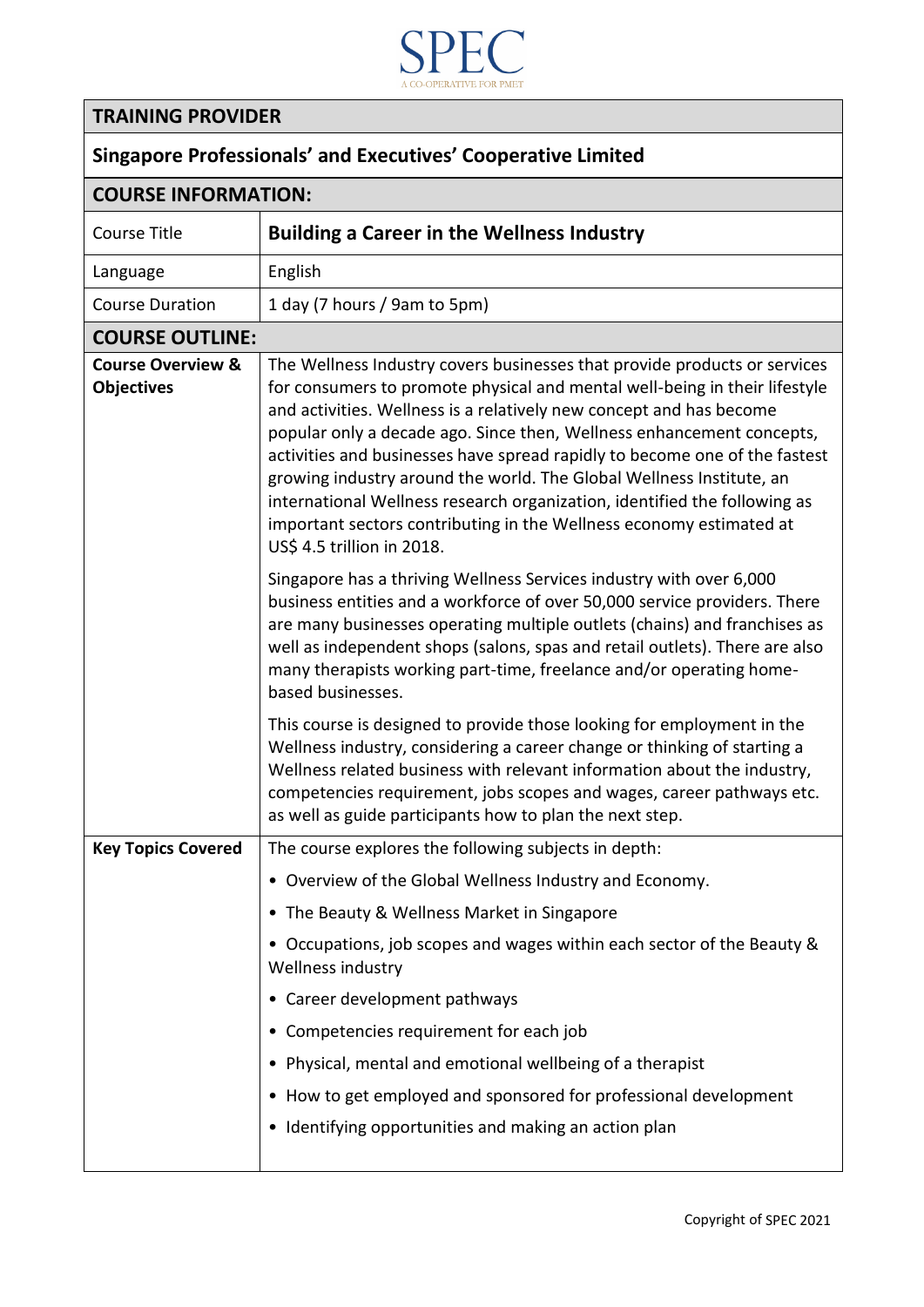SPEC

A CO-OPERATIVE FOR PMET

| TRAINING PROVIDER | |
|---|---|
| **Singapore Professionals' and Executives' Cooperative Limited** | |
| **COURSE INFORMATION:** | |
| Course Title | **Building a Career in the Wellness Industry** |
| Language | English |
| Course Duration | 1 day (7 hours / 9am to 5pm) |
| **COURSE OUTLINE:** | |
| **Course Overview & Objectives** | The Wellness Industry covers businesses that provide products or services for consumers to promote physical and mental well-being in their lifestyle and activities. Wellness is a relatively new concept and has become popular only a decade ago. Since then, Wellness enhancement concepts, activities and businesses have spread rapidly to become one of the fastest growing industry around the world. The Global Wellness Institute, an international Wellness research organization, identified the following as important sectors contributing in the Wellness economy estimated at US$ 4.5 trillion in 2018.<br><br>Singapore has a thriving Wellness Services industry with over 6,000 business entities and a workforce of over 50,000 service providers. There are many businesses operating multiple outlets (chains) and franchises as well as independent shops (salons, spas and retail outlets). There are also many therapists working part-time, freelance and/or operating home-based businesses.<br><br>This course is designed to provide those looking for employment in the Wellness industry, considering a career change or thinking of starting a Wellness related business with relevant information about the industry, competencies requirement, jobs scopes and wages, career pathways etc. as well as guide participants how to plan the next step. |
| **Key Topics Covered** | The course explores the following subjects in depth:<br>• Overview of the Global Wellness Industry and Economy.<br>• The Beauty & Wellness Market in Singapore<br>• Occupations, job scopes and wages within each sector of the Beauty & Wellness industry<br>• Career development pathways<br>• Competencies requirement for each job<br>• Physical, mental and emotional wellbeing of a therapist<br>• How to get employed and sponsored for professional development<br>• Identifying opportunities and making an action plan |

Copyright of SPEC 2021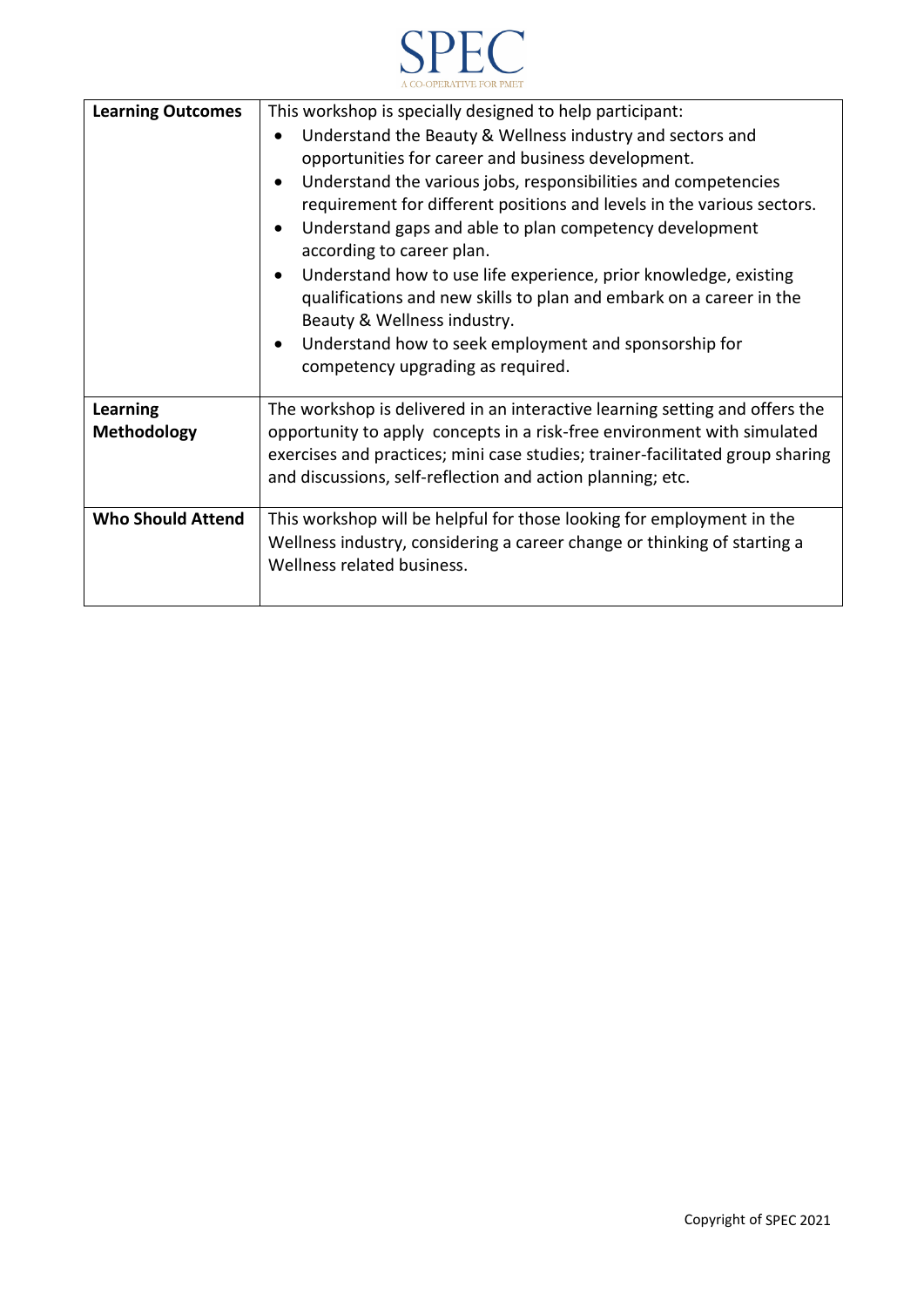| | |
|---|---|
| **Learning Outcomes** | This workshop is specially designed to help participant:<br>• Understand the Beauty & Wellness industry and sectors and opportunities for career and business development.<br>• Understand the various jobs, responsibilities and competencies requirement for different positions and levels in the various sectors.<br>• Understand gaps and able to plan competency development according to career plan.<br>• Understand how to use life experience, prior knowledge, existing qualifications and new skills to plan and embark on a career in the Beauty & Wellness industry.<br>• Understand how to seek employment and sponsorship for competency upgrading as required. |
| **Learning Methodology** | The workshop is delivered in an interactive learning setting and offers the opportunity to apply concepts in a risk-free environment with simulated exercises and practices; mini case studies; trainer-facilitated group sharing and discussions, self-reflection and action planning; etc. |
| **Who Should Attend** | This workshop will be helpful for those looking for employment in the Wellness industry, considering a career change or thinking of starting a Wellness related business. |